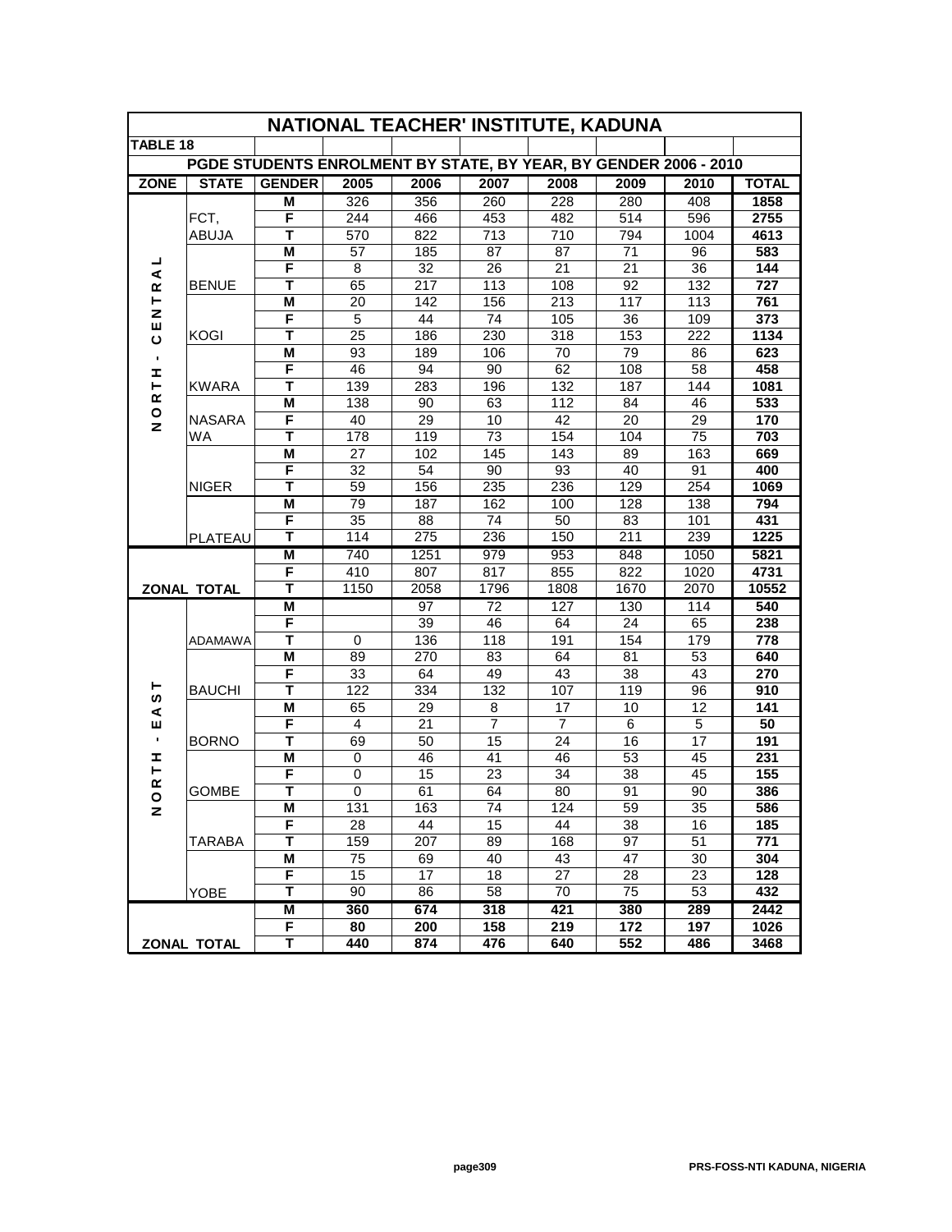## NATIONAL TEACHER' INSTITUTE, KADUNA

**TABLE 18**

**PGDE STUDENTS ENROLMENT BY STATE, BY YEAR, BY GENDER 2006 - 2010**

| ZONE | STATE | GENDER | 2005 | 2006 | 2007 | 2008 | 2009 | 2010 | TOTAL |
|---|---|---|---|---|---|---|---|---|---|
| NORTH - CENTRAL | FCT, ABUJA | M | 326 | 356 | 260 | 228 | 280 | 408 | **1858** |
| | | F | 244 | 466 | 453 | 482 | 514 | 596 | **2755** |
| | | T | 570 | 822 | 713 | 710 | 794 | 1004 | **4613** |
| | BENUE | M | 57 | 185 | 87 | 87 | 71 | 96 | **583** |
| | | F | 8 | 32 | 26 | 21 | 21 | 36 | **144** |
| | | T | 65 | 217 | 113 | 108 | 92 | 132 | **727** |
| | KOGI | M | 20 | 142 | 156 | 213 | 117 | 113 | **761** |
| | | F | 5 | 44 | 74 | 105 | 36 | 109 | **373** |
| | | T | 25 | 186 | 230 | 318 | 153 | 222 | **1134** |
| | KWARA | M | 93 | 189 | 106 | 70 | 79 | 86 | **623** |
| | | F | 46 | 94 | 90 | 62 | 108 | 58 | **458** |
| | | T | 139 | 283 | 196 | 132 | 187 | 144 | **1081** |
| | NASARAWA | M | 138 | 90 | 63 | 112 | 84 | 46 | **533** |
| | | F | 40 | 29 | 10 | 42 | 20 | 29 | **170** |
| | | T | 178 | 119 | 73 | 154 | 104 | 75 | **703** |
| | NIGER | M | 27 | 102 | 145 | 143 | 89 | 163 | **669** |
| | | F | 32 | 54 | 90 | 93 | 40 | 91 | **400** |
| | | T | 59 | 156 | 235 | 236 | 129 | 254 | **1069** |
| | PLATEAU | M | 79 | 187 | 162 | 100 | 128 | 138 | **794** |
| | | F | 35 | 88 | 74 | 50 | 83 | 101 | **431** |
| | | T | 114 | 275 | 236 | 150 | 211 | 239 | **1225** |
| **ZONAL TOTAL** | | M | 740 | 1251 | 979 | 953 | 848 | 1050 | **5821** |
| | | F | 410 | 807 | 817 | 855 | 822 | 1020 | **4731** |
| | | T | 1150 | 2058 | 1796 | 1808 | 1670 | 2070 | **10552** |
| NORTH - EAST | ADAMAWA | M | | 97 | 72 | 127 | 130 | 114 | **540** |
| | | F | | 39 | 46 | 64 | 24 | 65 | **238** |
| | | T | 0 | 136 | 118 | 191 | 154 | 179 | **778** |
| | BAUCHI | M | 89 | 270 | 83 | 64 | 81 | 53 | **640** |
| | | F | 33 | 64 | 49 | 43 | 38 | 43 | **270** |
| | | T | 122 | 334 | 132 | 107 | 119 | 96 | **910** |
| | BORNO | M | 65 | 29 | 8 | 17 | 10 | 12 | **141** |
| | | F | 4 | 21 | 7 | 7 | 6 | 5 | **50** |
| | | T | 69 | 50 | 15 | 24 | 16 | 17 | **191** |
| | GOMBE | M | 0 | 46 | 41 | 46 | 53 | 45 | **231** |
| | | F | 0 | 15 | 23 | 34 | 38 | 45 | **155** |
| | | T | 0 | 61 | 64 | 80 | 91 | 90 | **386** |
| | TARABA | M | 131 | 163 | 74 | 124 | 59 | 35 | **586** |
| | | F | 28 | 44 | 15 | 44 | 38 | 16 | **185** |
| | | T | 159 | 207 | 89 | 168 | 97 | 51 | **771** |
| | YOBE | M | 75 | 69 | 40 | 43 | 47 | 30 | **304** |
| | | F | 15 | 17 | 18 | 27 | 28 | 23 | **128** |
| | | T | 90 | 86 | 58 | 70 | 75 | 53 | **432** |
| **ZONAL TOTAL** | | M | **360** | **674** | **318** | **421** | **380** | **289** | **2442** |
| | | F | **80** | **200** | **158** | **219** | **172** | **197** | **1026** |
| | | T | **440** | **874** | **476** | **640** | **552** | **486** | **3468** |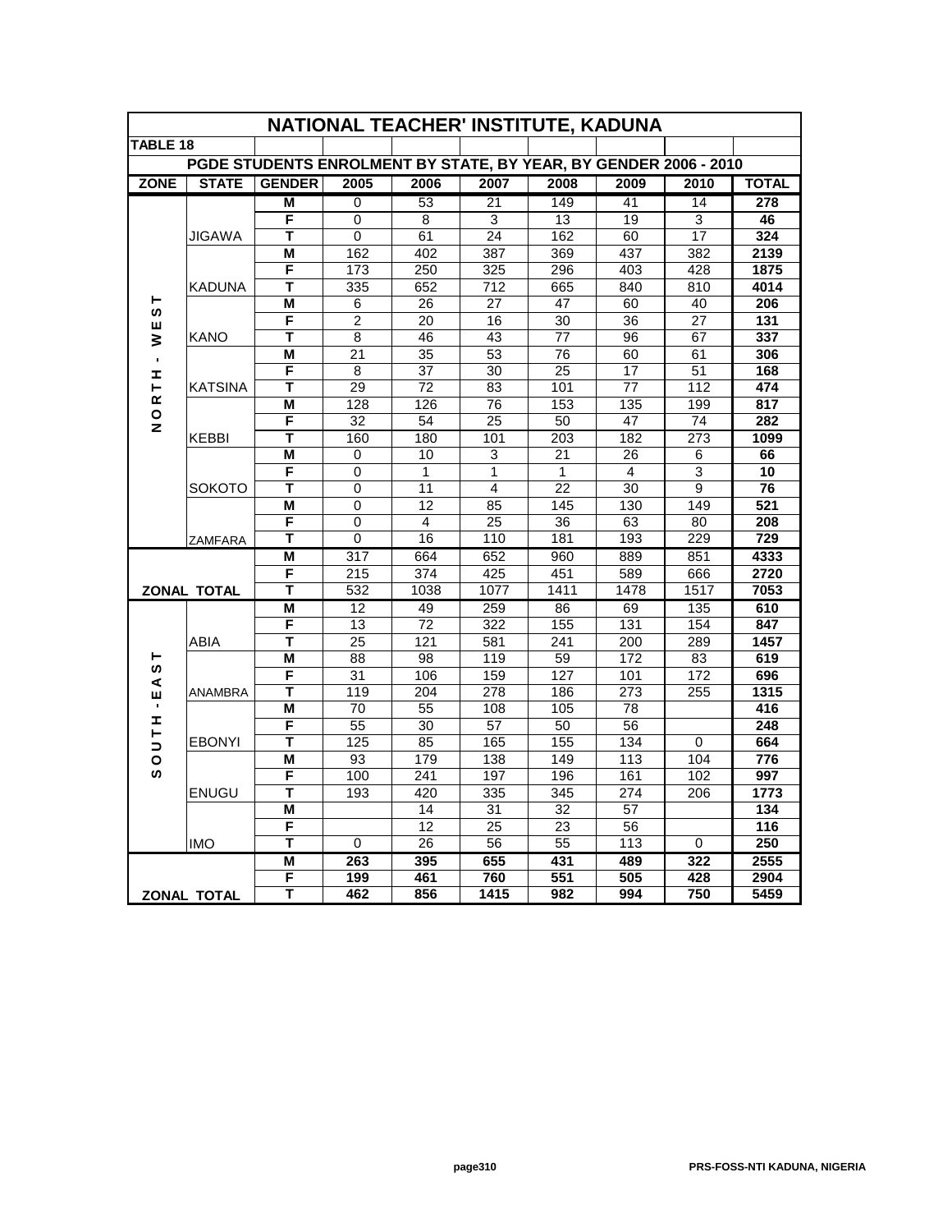# NATIONAL TEACHER' INSTITUTE, KADUNA

**TABLE 18**

## PGDE STUDENTS ENROLMENT BY STATE, BY YEAR, BY GENDER 2006 - 2010

| ZONE | STATE | GENDER | 2005 | 2006 | 2007 | 2008 | 2009 | 2010 | TOTAL |
|---|---|---|---|---|---|---|---|---|---|
| NORTH - WEST | JIGAWA | M | 0 | 53 | 21 | 149 | 41 | 14 | **278** |
| | | F | 0 | 8 | 3 | 13 | 19 | 3 | **46** |
| | | T | 0 | 61 | 24 | 162 | 60 | 17 | **324** |
| | KADUNA | M | 162 | 402 | 387 | 369 | 437 | 382 | **2139** |
| | | F | 173 | 250 | 325 | 296 | 403 | 428 | **1875** |
| | | T | 335 | 652 | 712 | 665 | 840 | 810 | **4014** |
| | KANO | M | 6 | 26 | 27 | 47 | 60 | 40 | **206** |
| | | F | 2 | 20 | 16 | 30 | 36 | 27 | **131** |
| | | T | 8 | 46 | 43 | 77 | 96 | 67 | **337** |
| | KATSINA | M | 21 | 35 | 53 | 76 | 60 | 61 | **306** |
| | | F | 8 | 37 | 30 | 25 | 17 | 51 | **168** |
| | | T | 29 | 72 | 83 | 101 | 77 | 112 | **474** |
| | KEBBI | M | 128 | 126 | 76 | 153 | 135 | 199 | **817** |
| | | F | 32 | 54 | 25 | 50 | 47 | 74 | **282** |
| | | T | 160 | 180 | 101 | 203 | 182 | 273 | **1099** |
| | SOKOTO | M | 0 | 10 | 3 | 21 | 26 | 6 | **66** |
| | | F | 0 | 1 | 1 | 1 | 4 | 3 | **10** |
| | | T | 0 | 11 | 4 | 22 | 30 | 9 | **76** |
| | ZAMFARA | M | 0 | 12 | 85 | 145 | 130 | 149 | **521** |
| | | F | 0 | 4 | 25 | 36 | 63 | 80 | **208** |
| | | T | 0 | 16 | 110 | 181 | 193 | 229 | **729** |
| **ZONAL TOTAL** | | M | 317 | 664 | 652 | 960 | 889 | 851 | **4333** |
| | | F | 215 | 374 | 425 | 451 | 589 | 666 | **2720** |
| | | T | 532 | 1038 | 1077 | 1411 | 1478 | 1517 | **7053** |
| SOUTH - EAST | ABIA | M | 12 | 49 | 259 | 86 | 69 | 135 | **610** |
| | | F | 13 | 72 | 322 | 155 | 131 | 154 | **847** |
| | | T | 25 | 121 | 581 | 241 | 200 | 289 | **1457** |
| | ANAMBRA | M | 88 | 98 | 119 | 59 | 172 | 83 | **619** |
| | | F | 31 | 106 | 159 | 127 | 101 | 172 | **696** |
| | | T | 119 | 204 | 278 | 186 | 273 | 255 | **1315** |
| | EBONYI | M | 70 | 55 | 108 | 105 | 78 | | **416** |
| | | F | 55 | 30 | 57 | 50 | 56 | | **248** |
| | | T | 125 | 85 | 165 | 155 | 134 | 0 | **664** |
| | ENUGU | M | 93 | 179 | 138 | 149 | 113 | 104 | **776** |
| | | F | 100 | 241 | 197 | 196 | 161 | 102 | **997** |
| | | T | 193 | 420 | 335 | 345 | 274 | 206 | **1773** |
| | IMO | M | | 14 | 31 | 32 | 57 | | **134** |
| | | F | | 12 | 25 | 23 | 56 | | **116** |
| | | T | 0 | 26 | 56 | 55 | 113 | 0 | **250** |
| **ZONAL TOTAL** | | M | **263** | **395** | **655** | **431** | **489** | **322** | **2555** |
| | | F | **199** | **461** | **760** | **551** | **505** | **428** | **2904** |
| | | T | **462** | **856** | **1415** | **982** | **994** | **750** | **5459** |

PRS-FOSS-NTI KADUNA, NIGERIA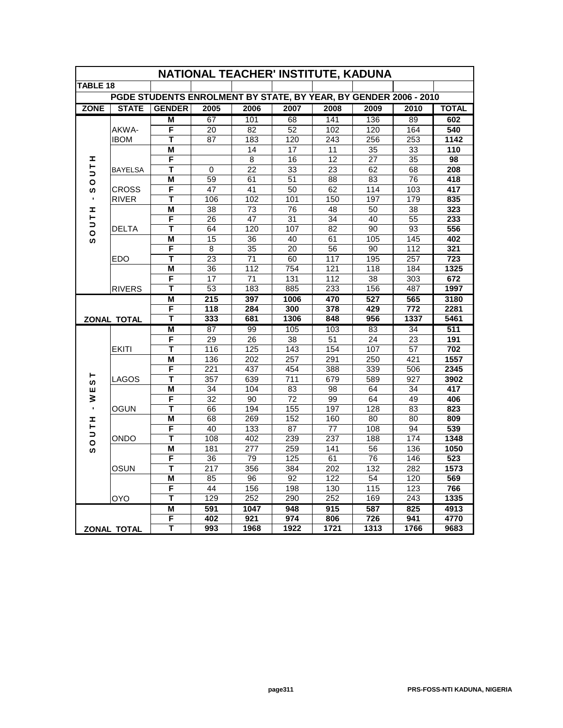## NATIONAL TEACHER' INSTITUTE, KADUNA

**TABLE 18**

### PGDE STUDENTS ENROLMENT BY STATE, BY YEAR, BY GENDER 2006 - 2010

| ZONE | STATE | GENDER | 2005 | 2006 | 2007 | 2008 | 2009 | 2010 | TOTAL |
|---|---|---|---|---|---|---|---|---|---|
| SOUTH - SOUTH | AKWA-IBOM | M | 67 | 101 | 68 | 141 | 136 | 89 | **602** |
| | | F | 20 | 82 | 52 | 102 | 120 | 164 | **540** |
| | | T | 87 | 183 | 120 | 243 | 256 | 253 | **1142** |
| | BAYELSA | M | | 14 | 17 | 11 | 35 | 33 | **110** |
| | | F | | 8 | 16 | 12 | 27 | 35 | **98** |
| | | T | 0 | 22 | 33 | 23 | 62 | 68 | **208** |
| | CROSS RIVER | M | 59 | 61 | 51 | 88 | 83 | 76 | **418** |
| | | F | 47 | 41 | 50 | 62 | 114 | 103 | **417** |
| | | T | 106 | 102 | 101 | 150 | 197 | 179 | **835** |
| | DELTA | M | 38 | 73 | 76 | 48 | 50 | 38 | **323** |
| | | F | 26 | 47 | 31 | 34 | 40 | 55 | **233** |
| | | T | 64 | 120 | 107 | 82 | 90 | 93 | **556** |
| | EDO | M | 15 | 36 | 40 | 61 | 105 | 145 | **402** |
| | | F | 8 | 35 | 20 | 56 | 90 | 112 | **321** |
| | | T | 23 | 71 | 60 | 117 | 195 | 257 | **723** |
| | RIVERS | M | 36 | 112 | 754 | 121 | 118 | 184 | **1325** |
| | | F | 17 | 71 | 131 | 112 | 38 | 303 | **672** |
| | | T | 53 | 183 | 885 | 233 | 156 | 487 | **1997** |
| **ZONAL TOTAL** | | M | **215** | **397** | **1006** | **470** | **527** | **565** | **3180** |
| | | F | **118** | **284** | **300** | **378** | **429** | **772** | **2281** |
| | | T | **333** | **681** | **1306** | **848** | **956** | **1337** | **5461** |
| SOUTH - WEST | EKITI | M | 87 | 99 | 105 | 103 | 83 | 34 | **511** |
| | | F | 29 | 26 | 38 | 51 | 24 | 23 | **191** |
| | | T | 116 | 125 | 143 | 154 | 107 | 57 | **702** |
| | LAGOS | M | 136 | 202 | 257 | 291 | 250 | 421 | **1557** |
| | | F | 221 | 437 | 454 | 388 | 339 | 506 | **2345** |
| | | T | 357 | 639 | 711 | 679 | 589 | 927 | **3902** |
| | OGUN | M | 34 | 104 | 83 | 98 | 64 | 34 | **417** |
| | | F | 32 | 90 | 72 | 99 | 64 | 49 | **406** |
| | | T | 66 | 194 | 155 | 197 | 128 | 83 | **823** |
| | ONDO | M | 68 | 269 | 152 | 160 | 80 | 80 | **809** |
| | | F | 40 | 133 | 87 | 77 | 108 | 94 | **539** |
| | | T | 108 | 402 | 239 | 237 | 188 | 174 | **1348** |
| | OSUN | M | 181 | 277 | 259 | 141 | 56 | 136 | **1050** |
| | | F | 36 | 79 | 125 | 61 | 76 | 146 | **523** |
| | | T | 217 | 356 | 384 | 202 | 132 | 282 | **1573** |
| | OYO | M | 85 | 96 | 92 | 122 | 54 | 120 | **569** |
| | | F | 44 | 156 | 198 | 130 | 115 | 123 | **766** |
| | | T | 129 | 252 | 290 | 252 | 169 | 243 | **1335** |
| **ZONAL TOTAL** | | M | **591** | **1047** | **948** | **915** | **587** | **825** | **4913** |
| | | F | **402** | **921** | **974** | **806** | **726** | **941** | **4770** |
| | | T | **993** | **1968** | **1922** | **1721** | **1313** | **1766** | **9683** |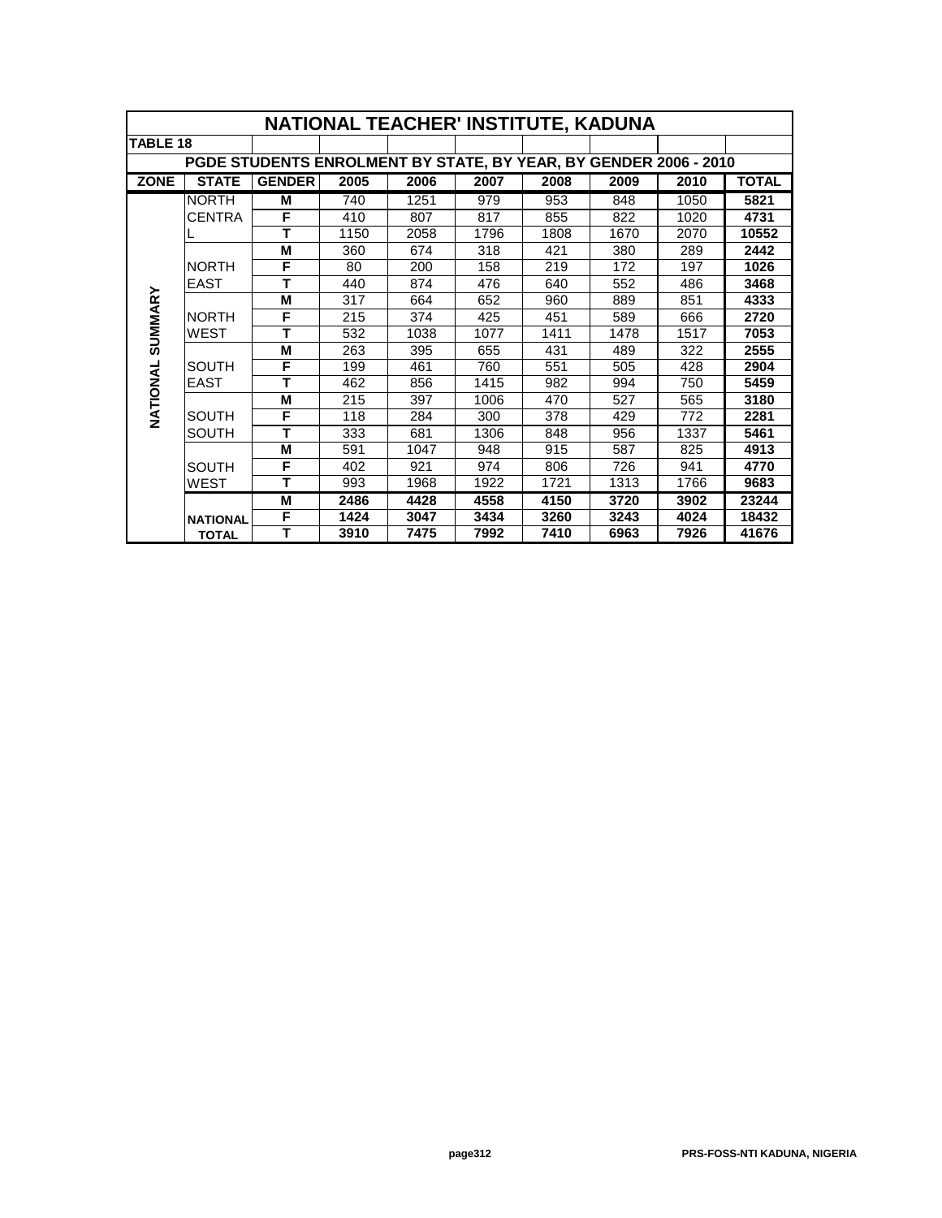# NATIONAL TEACHER' INSTITUTE, KADUNA

**TABLE 18**

## PGDE STUDENTS ENROLMENT BY STATE, BY YEAR, BY GENDER 2006 - 2010

| ZONE | STATE | GENDER | 2005 | 2006 | 2007 | 2008 | 2009 | 2010 | TOTAL |
|---|---|---|---|---|---|---|---|---|---|
| NATIONAL SUMMARY | NORTH CENTRAL | M | 740 | 1251 | 979 | 953 | 848 | 1050 | **5821** |
| | | F | 410 | 807 | 817 | 855 | 822 | 1020 | **4731** |
| | | T | 1150 | 2058 | 1796 | 1808 | 1670 | 2070 | **10552** |
| | NORTH EAST | M | 360 | 674 | 318 | 421 | 380 | 289 | **2442** |
| | | F | 80 | 200 | 158 | 219 | 172 | 197 | **1026** |
| | | T | 440 | 874 | 476 | 640 | 552 | 486 | **3468** |
| | NORTH WEST | M | 317 | 664 | 652 | 960 | 889 | 851 | **4333** |
| | | F | 215 | 374 | 425 | 451 | 589 | 666 | **2720** |
| | | T | 532 | 1038 | 1077 | 1411 | 1478 | 1517 | **7053** |
| | SOUTH EAST | M | 263 | 395 | 655 | 431 | 489 | 322 | **2555** |
| | | F | 199 | 461 | 760 | 551 | 505 | 428 | **2904** |
| | | T | 462 | 856 | 1415 | 982 | 994 | 750 | **5459** |
| | SOUTH SOUTH | M | 215 | 397 | 1006 | 470 | 527 | 565 | **3180** |
| | | F | 118 | 284 | 300 | 378 | 429 | 772 | **2281** |
| | | T | 333 | 681 | 1306 | 848 | 956 | 1337 | **5461** |
| | SOUTH WEST | M | 591 | 1047 | 948 | 915 | 587 | 825 | **4913** |
| | | F | 402 | 921 | 974 | 806 | 726 | 941 | **4770** |
| | | T | 993 | 1968 | 1922 | 1721 | 1313 | 1766 | **9683** |
| | **NATIONAL TOTAL** | **M** | **2486** | **4428** | **4558** | **4150** | **3720** | **3902** | **23244** |
| | | **F** | **1424** | **3047** | **3434** | **3260** | **3243** | **4024** | **18432** |
| | | **T** | **3910** | **7475** | **7992** | **7410** | **6963** | **7926** | **41676** |